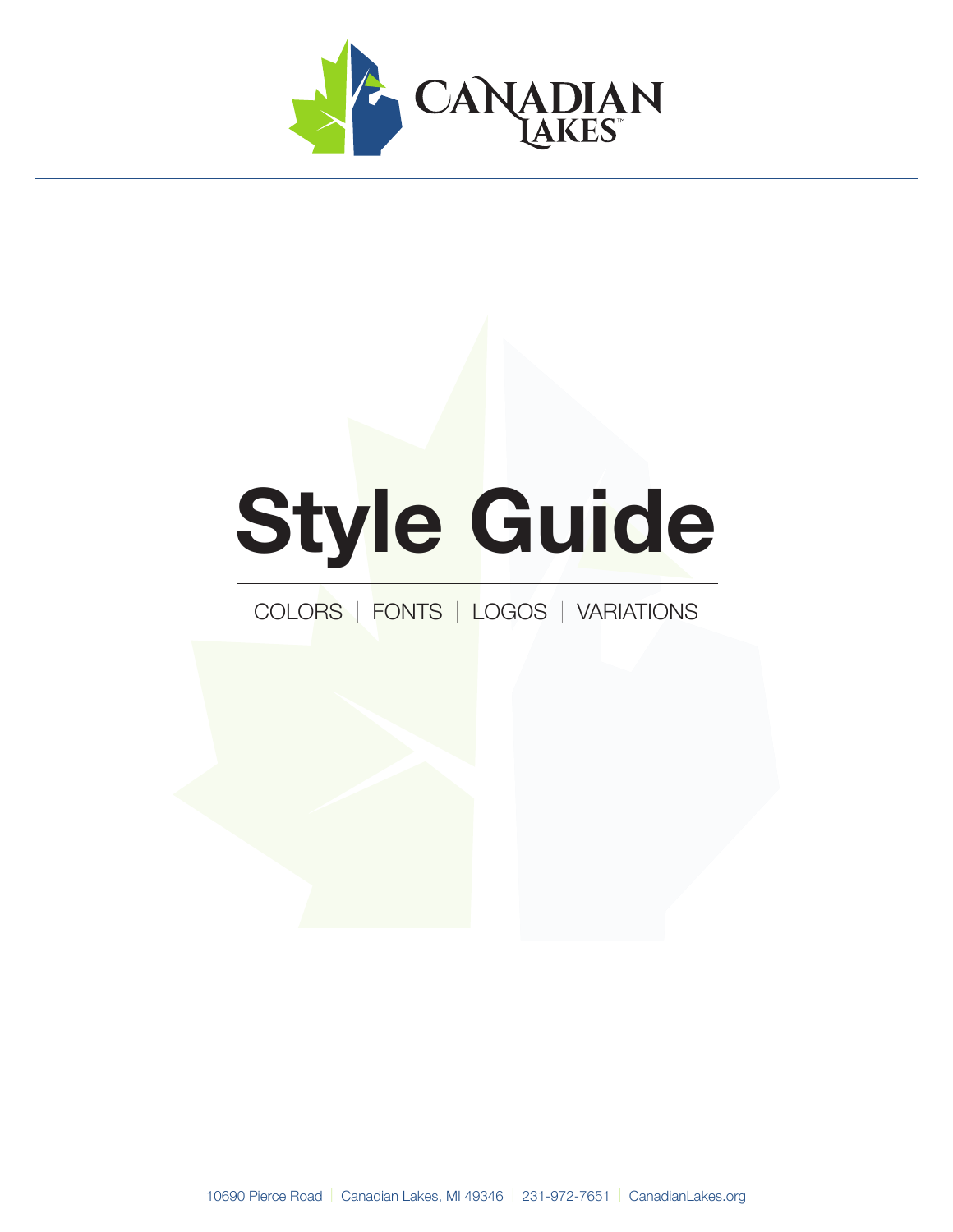CANADIAN LAKES™

# Style Guide

COLORS | FONTS | LOGOS | VARIATIONS

10690 Pierce Road | Canadian Lakes, MI 49346 | 231-972-7651 | CanadianLakes.org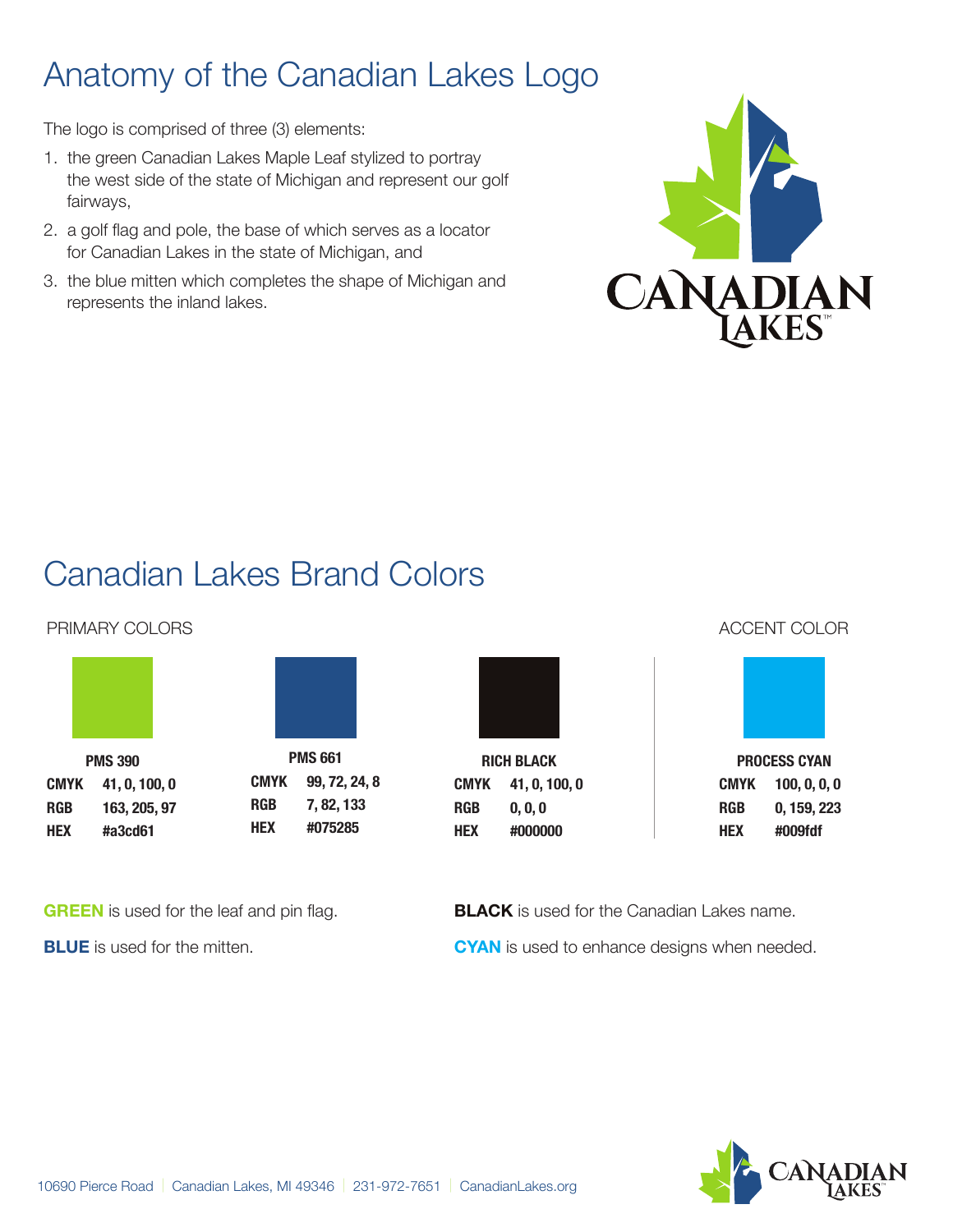# Anatomy of the Canadian Lakes Logo

The logo is comprised of three (3) elements:

1. the green Canadian Lakes Maple Leaf stylized to portray the west side of the state of Michigan and represent our golf fairways,
2. a golf flag and pole, the base of which serves as a locator for Canadian Lakes in the state of Michigan, and
3. the blue mitten which completes the shape of Michigan and represents the inland lakes.

# Canadian Lakes Brand Colors

PRIMARY COLORS

| | PMS 390 | PMS 661 | RICH BLACK |
|---|---|---|---|
| CMYK | 41, 0, 100, 0 | 99, 72, 24, 8 | 41, 0, 100, 0 |
| RGB | 163, 205, 97 | 7, 82, 133 | 0, 0, 0 |
| HEX | #a3cd61 | #075285 | #000000 |

ACCENT COLOR

| | PROCESS CYAN |
|---|---|
| CMYK | 100, 0, 0, 0 |
| RGB | 0, 159, 223 |
| HEX | #009fdf |

**GREEN** is used for the leaf and pin flag.

**BLUE** is used for the mitten.

**BLACK** is used for the Canadian Lakes name.

**CYAN** is used to enhance designs when needed.

10690 Pierce Road | Canadian Lakes, MI 49346 | 231-972-7651 | CanadianLakes.org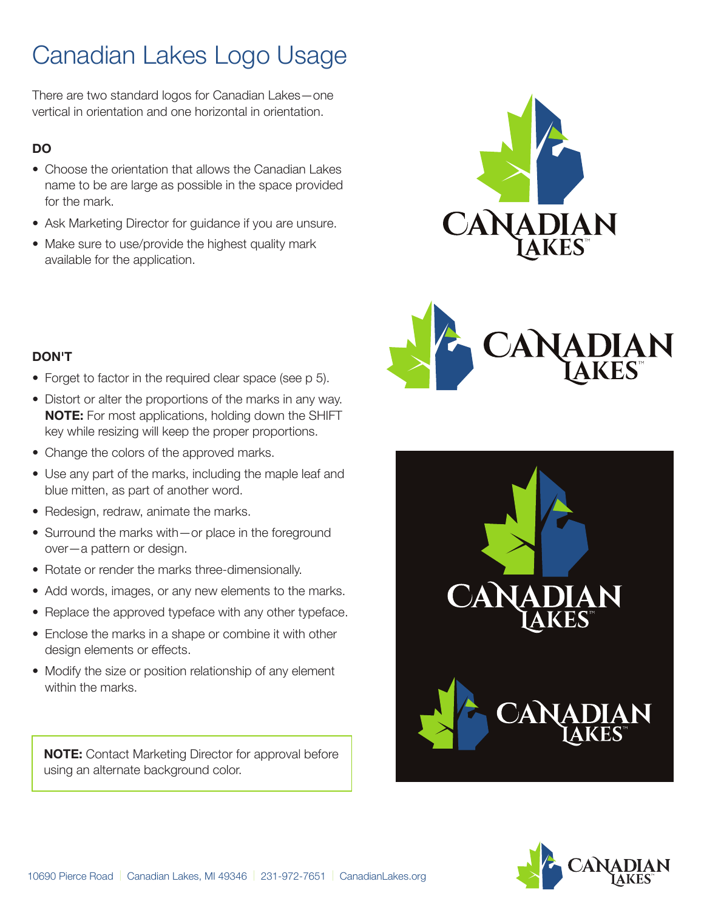# Canadian Lakes Logo Usage

There are two standard logos for Canadian Lakes—one vertical in orientation and one horizontal in orientation.

**DO**

- Choose the orientation that allows the Canadian Lakes name to be are large as possible in the space provided for the mark.
- Ask Marketing Director for guidance if you are unsure.
- Make sure to use/provide the highest quality mark available for the application.

**DON'T**

- Forget to factor in the required clear space (see p 5).
- Distort or alter the proportions of the marks in any way. **NOTE:** For most applications, holding down the SHIFT key while resizing will keep the proper proportions.
- Change the colors of the approved marks.
- Use any part of the marks, including the maple leaf and blue mitten, as part of another word.
- Redesign, redraw, animate the marks.
- Surround the marks with—or place in the foreground over—a pattern or design.
- Rotate or render the marks three-dimensionally.
- Add words, images, or any new elements to the marks.
- Replace the approved typeface with any other typeface.
- Enclose the marks in a shape or combine it with other design elements or effects.
- Modify the size or position relationship of any element within the marks.

**NOTE:** Contact Marketing Director for approval before using an alternate background color.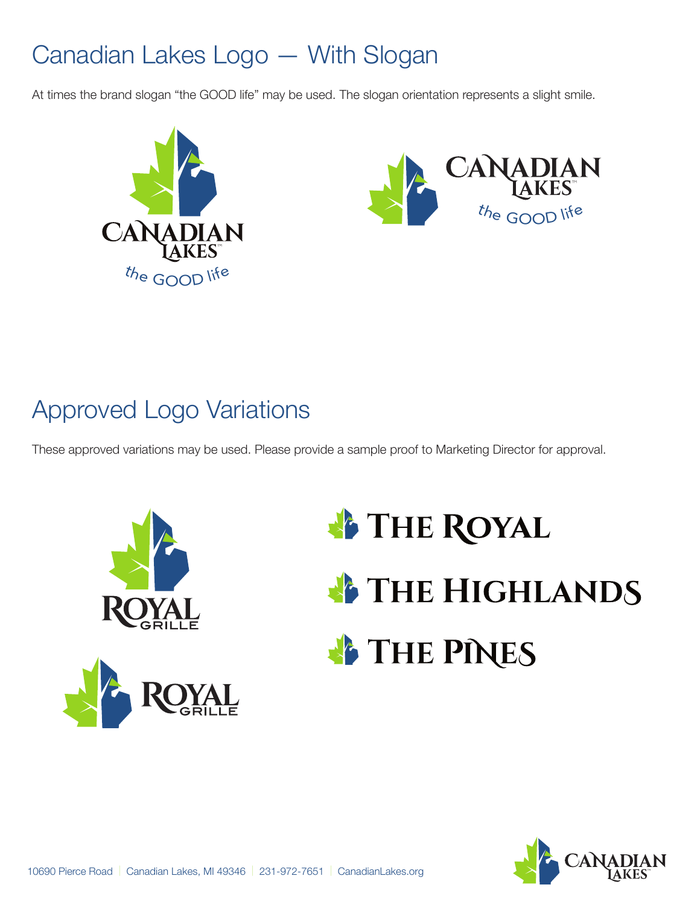# Canadian Lakes Logo — With Slogan

At times the brand slogan "the GOOD life" may be used. The slogan orientation represents a slight smile.

# Approved Logo Variations

These approved variations may be used. Please provide a sample proof to Marketing Director for approval.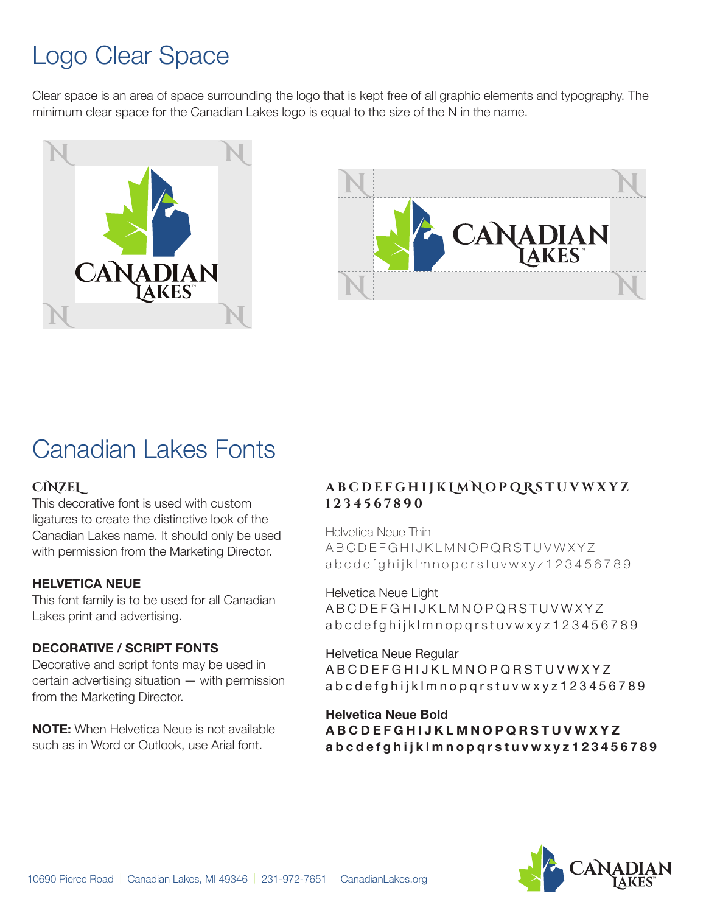# Logo Clear Space

Clear space is an area of space surrounding the logo that is kept free of all graphic elements and typography. The minimum clear space for the Canadian Lakes logo is equal to the size of the N in the name.

# Canadian Lakes Fonts

**CINZEL**
This decorative font is used with custom ligatures to create the distinctive look of the Canadian Lakes name. It should only be used with permission from the Marketing Director.

**HELVETICA NEUE**
This font family is to be used for all Canadian Lakes print and advertising.

**DECORATIVE / SCRIPT FONTS**
Decorative and script fonts may be used in certain advertising situation — with permission from the Marketing Director.

**NOTE:** When Helvetica Neue is not available such as in Word or Outlook, use Arial font.

**A B C D E F G H I J K L M N O P Q R S T U V W X Y Z**
**1 2 3 4 5 6 7 8 9 0**

Helvetica Neue Thin
A B C D E F G H I J K L M N O P Q R S T U V W X Y Z
a b c d e f g h i j k l m n o p q r s t u v w x y z 1 2 3 4 5 6 7 8 9

Helvetica Neue Light
A B C D E F G H I J K L M N O P Q R S T U V W X Y Z
a b c d e f g h i j k l m n o p q r s t u v w x y z 1 2 3 4 5 6 7 8 9

Helvetica Neue Regular
A B C D E F G H I J K L M N O P Q R S T U V W X Y Z
a b c d e f g h i j k l m n o p q r s t u v w x y z 1 2 3 4 5 6 7 8 9

**Helvetica Neue Bold**
**A B C D E F G H I J K L M N O P Q R S T U V W X Y Z**
**a b c d e f g h i j k l m n o p q r s t u v w x y z 1 2 3 4 5 6 7 8 9**

10690 Pierce Road | Canadian Lakes, MI 49346 | 231-972-7651 | CanadianLakes.org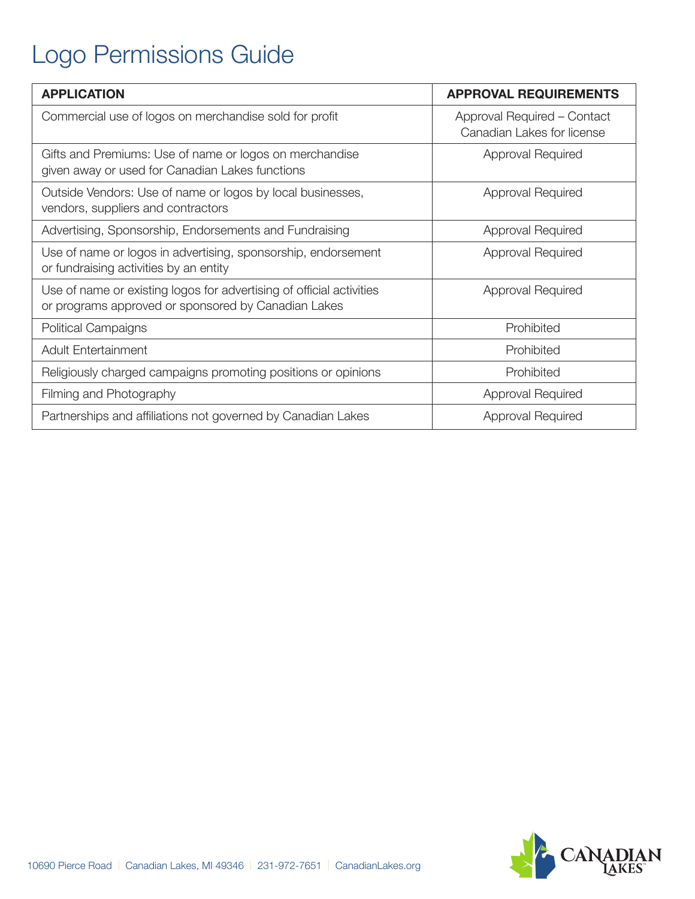# Logo Permissions Guide

| APPLICATION | APPROVAL REQUIREMENTS |
|---|---|
| Commercial use of logos on merchandise sold for profit | Approval Required – Contact Canadian Lakes for license |
| Gifts and Premiums: Use of name or logos on merchandise given away or used for Canadian Lakes functions | Approval Required |
| Outside Vendors: Use of name or logos by local businesses, vendors, suppliers and contractors | Approval Required |
| Advertising, Sponsorship, Endorsements and Fundraising | Approval Required |
| Use of name or logos in advertising, sponsorship, endorsement or fundraising activities by an entity | Approval Required |
| Use of name or existing logos for advertising of official activities or programs approved or sponsored by Canadian Lakes | Approval Required |
| Political Campaigns | Prohibited |
| Adult Entertainment | Prohibited |
| Religiously charged campaigns promoting positions or opinions | Prohibited |
| Filming and Photography | Approval Required |
| Partnerships and affiliations not governed by Canadian Lakes | Approval Required |

10690 Pierce Road | Canadian Lakes, MI 49346 | 231-972-7651 | CanadianLakes.org